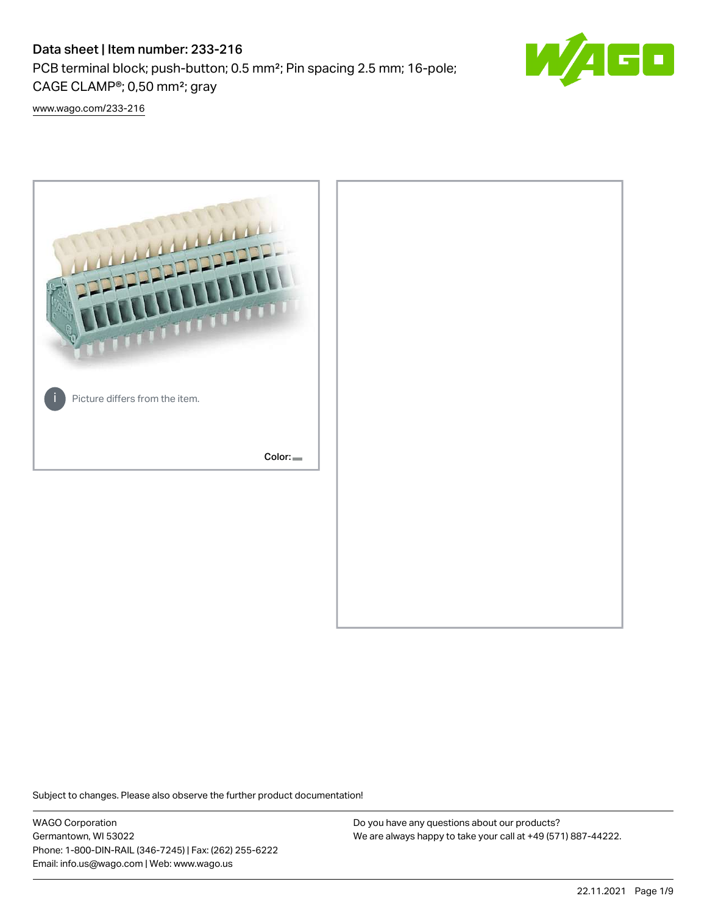# Data sheet | Item number: 233-216

PCB terminal block; push-button; 0.5 mm²; Pin spacing 2.5 mm; 16-pole; CAGE CLAMP®; 0,50 mm²; gray

www.wago.com/233-216

Picture differs from the item.

Color:

Subject to changes. Please also observe the further product documentation!

WAGO Corporation
Germantown, WI 53022
Phone: 1-800-DIN-RAIL (346-7245) | Fax: (262) 255-6222
Email: info.us@wago.com | Web: www.wago.us

Do you have any questions about our products?
We are always happy to take your call at +49 (571) 887-44222.

22.11.2021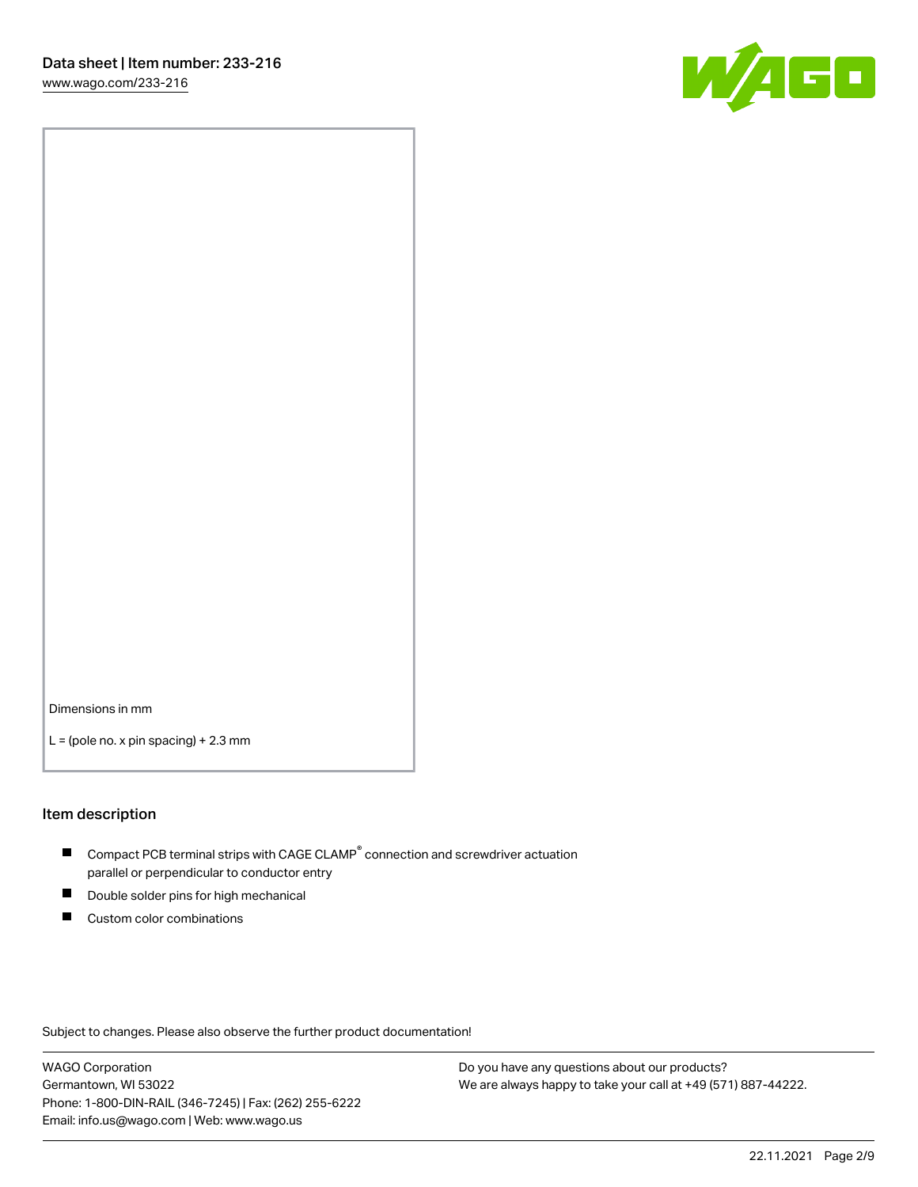Dimensions in mm

L = (pole no. x pin spacing) + 2.3 mm

## Item description

- Compact PCB terminal strips with CAGE CLAMP® connection and screwdriver actuation parallel or perpendicular to conductor entry
- Double solder pins for high mechanical
- Custom color combinations

Subject to changes. Please also observe the further product documentation!

WAGO Corporation
Germantown, WI 53022
Phone: 1-800-DIN-RAIL (346-7245) | Fax: (262) 255-6222
Email: info.us@wago.com | Web: www.wago.us

Do you have any questions about our products?
We are always happy to take your call at +49 (571) 887-44222.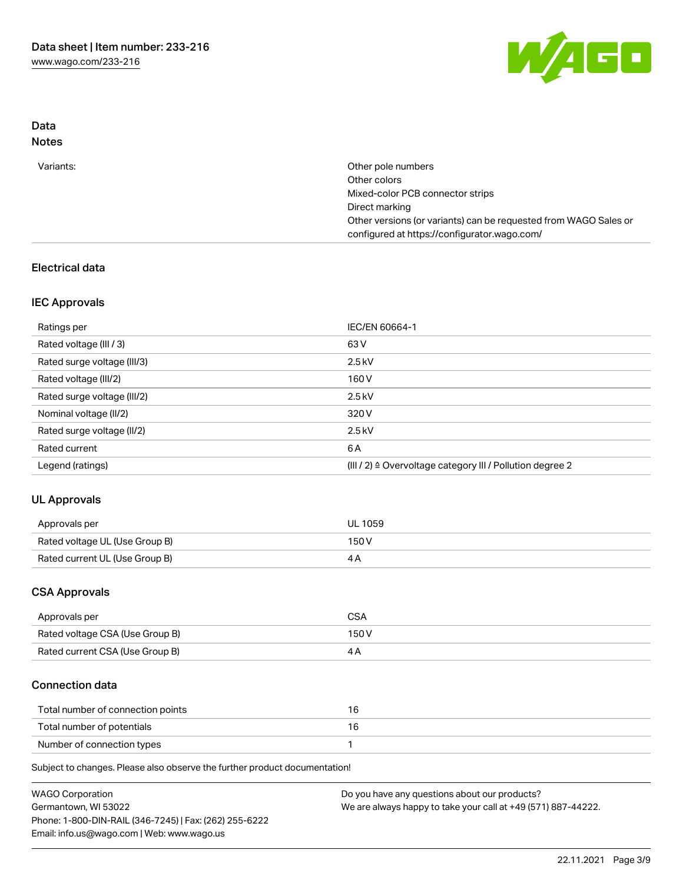## Data

### Notes

| | |
|---|---|
| Variants: | Other pole numbers<br>Other colors<br>Mixed-color PCB connector strips<br>Direct marking<br>Other versions (or variants) can be requested from WAGO Sales or configured at https://configurator.wago.com/ |

## Electrical data

### IEC Approvals

| | |
|---|---|
| Ratings per | IEC/EN 60664-1 |
| Rated voltage (III / 3) | 63 V |
| Rated surge voltage (III/3) | 2.5 kV |
| Rated voltage (III/2) | 160 V |
| Rated surge voltage (III/2) | 2.5 kV |
| Nominal voltage (II/2) | 320 V |
| Rated surge voltage (II/2) | 2.5 kV |
| Rated current | 6 A |
| Legend (ratings) | (III / 2) ≙ Overvoltage category III / Pollution degree 2 |

### UL Approvals

| | |
|---|---|
| Approvals per | UL 1059 |
| Rated voltage UL (Use Group B) | 150 V |
| Rated current UL (Use Group B) | 4 A |

### CSA Approvals

| | |
|---|---|
| Approvals per | CSA |
| Rated voltage CSA (Use Group B) | 150 V |
| Rated current CSA (Use Group B) | 4 A |

### Connection data

| | |
|---|---|
| Total number of connection points | 16 |
| Total number of potentials | 16 |
| Number of connection types | 1 |

Subject to changes. Please also observe the further product documentation!

WAGO Corporation
Germantown, WI 53022
Phone: 1-800-DIN-RAIL (346-7245) | Fax: (262) 255-6222
Email: info.us@wago.com | Web: www.wago.us

Do you have any questions about our products?
We are always happy to take your call at +49 (571) 887-44222.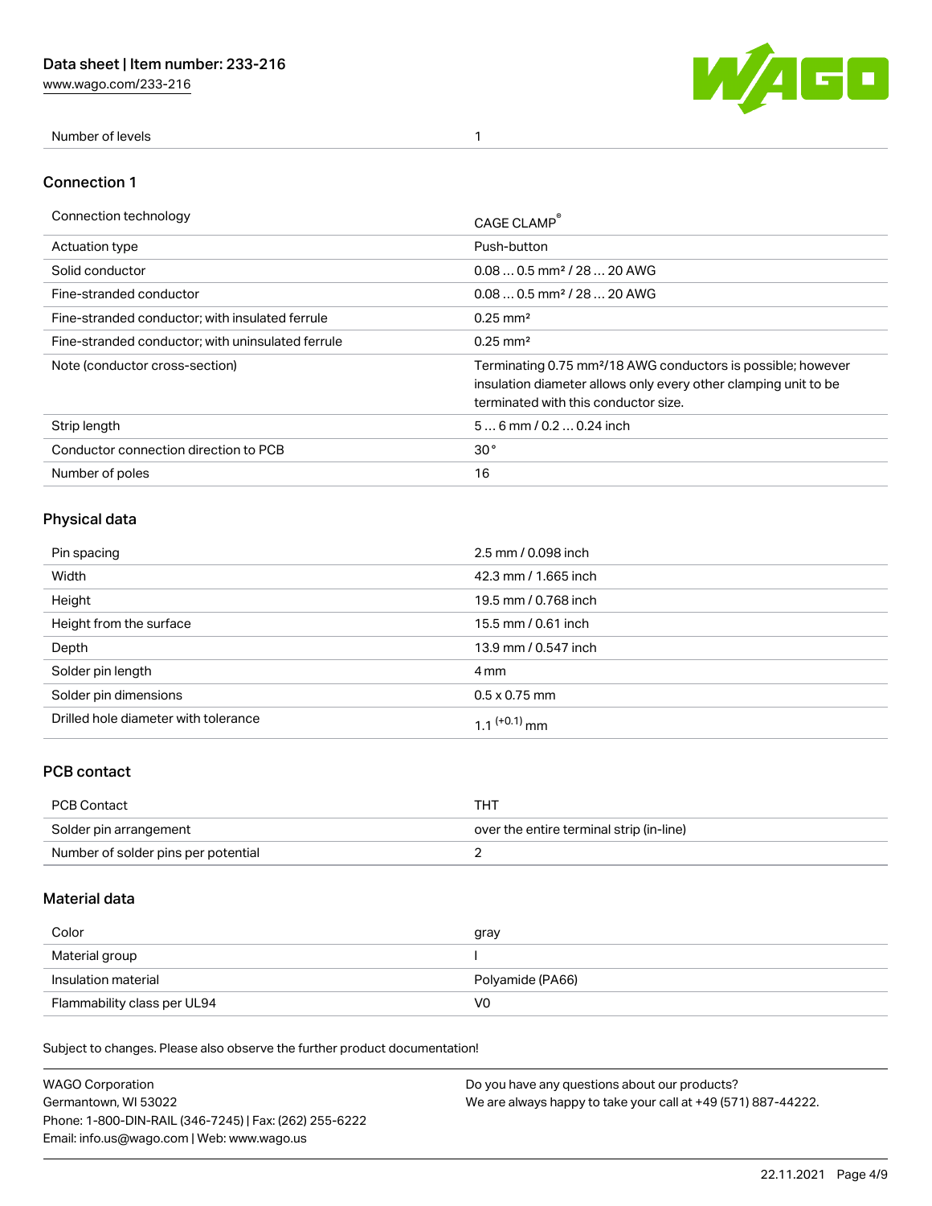| Number of levels | 1 |
| --- | --- |

## Connection 1

| Connection technology | CAGE CLAMP® |
| --- | --- |
| Actuation type | Push-button |
| Solid conductor | 0.08 … 0.5 mm² / 28 … 20 AWG |
| Fine-stranded conductor | 0.08 … 0.5 mm² / 28 … 20 AWG |
| Fine-stranded conductor; with insulated ferrule | 0.25 mm² |
| Fine-stranded conductor; with uninsulated ferrule | 0.25 mm² |
| Note (conductor cross-section) | Terminating 0.75 mm²/18 AWG conductors is possible; however insulation diameter allows only every other clamping unit to be terminated with this conductor size. |
| Strip length | 5 … 6 mm / 0.2 … 0.24 inch |
| Conductor connection direction to PCB | 30° |
| Number of poles | 16 |

## Physical data

| Pin spacing | 2.5 mm / 0.098 inch |
| --- | --- |
| Width | 42.3 mm / 1.665 inch |
| Height | 19.5 mm / 0.768 inch |
| Height from the surface | 15.5 mm / 0.61 inch |
| Depth | 13.9 mm / 0.547 inch |
| Solder pin length | 4 mm |
| Solder pin dimensions | 0.5 x 0.75 mm |
| Drilled hole diameter with tolerance | $1.1^{(+0.1)}$ mm |

## PCB contact

| PCB Contact | THT |
| --- | --- |
| Solder pin arrangement | over the entire terminal strip (in-line) |
| Number of solder pins per potential | 2 |

## Material data

| Color | gray |
| --- | --- |
| Material group | I |
| Insulation material | Polyamide (PA66) |
| Flammability class per UL94 | V0 |

Subject to changes. Please also observe the further product documentation!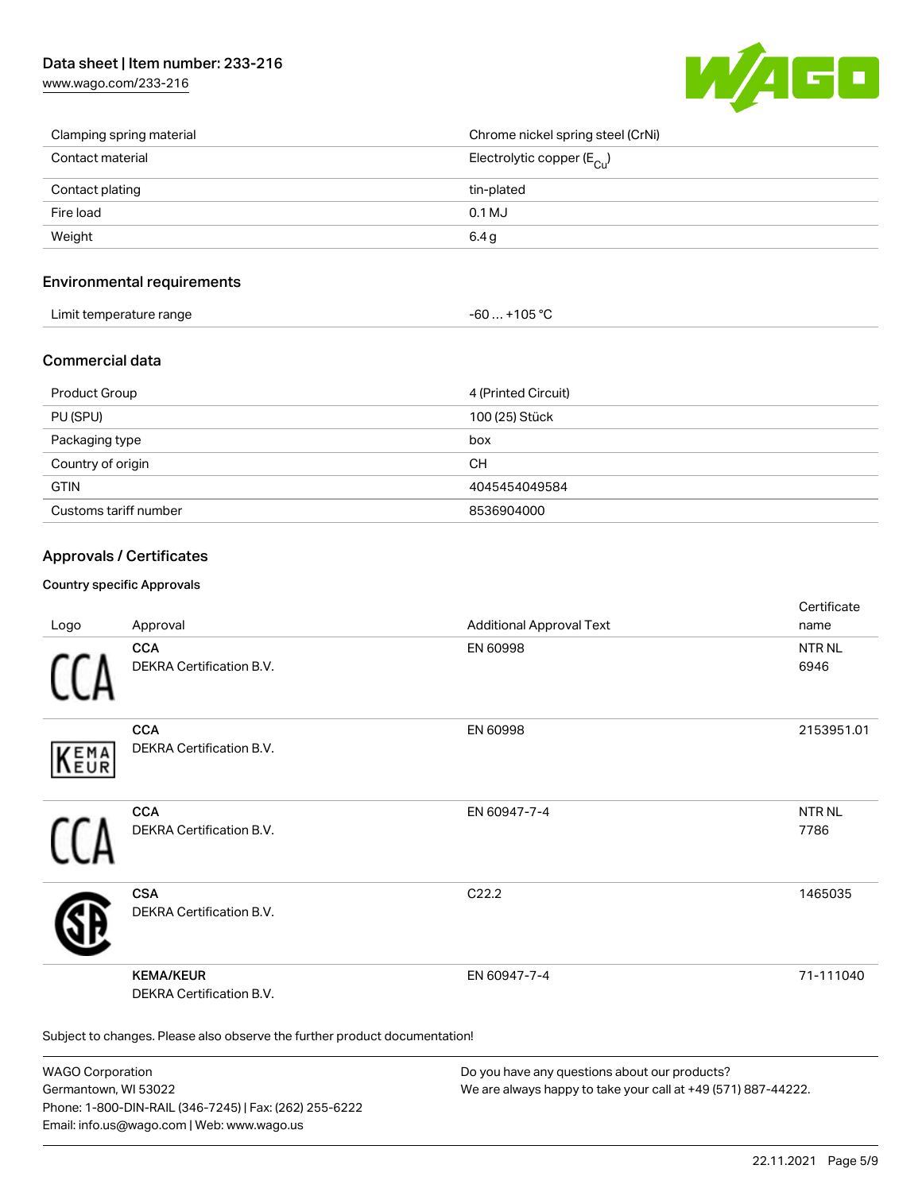| | |
|---|---|
| Clamping spring material | Chrome nickel spring steel (CrNi) |
| Contact material | Electrolytic copper ($E_{Cu}$) |
| Contact plating | tin-plated |
| Fire load | 0.1 MJ |
| Weight | 6.4 g |

## Environmental requirements

| | |
|---|---|
| Limit temperature range | -60 … +105 °C |

## Commercial data

| | |
|---|---|
| Product Group | 4 (Printed Circuit) |
| PU (SPU) | 100 (25) Stück |
| Packaging type | box |
| Country of origin | CH |
| GTIN | 4045454049584 |
| Customs tariff number | 8536904000 |

## Approvals / Certificates

### Country specific Approvals

| Logo | Approval | Additional Approval Text | Certificate name |
|---|---|---|---|
| CCA | **CCA**<br>DEKRA Certification B.V. | EN 60998 | NTR NL 6946 |
| KEMA EUR | **CCA**<br>DEKRA Certification B.V. | EN 60998 | 2153951.01 |
| CCA | **CCA**<br>DEKRA Certification B.V. | EN 60947-7-4 | NTR NL 7786 |
| CSA | **CSA**<br>DEKRA Certification B.V. | C22.2 | 1465035 |
| | **KEMA/KEUR**<br>DEKRA Certification B.V. | EN 60947-7-4 | 71-111040 |

Subject to changes. Please also observe the further product documentation!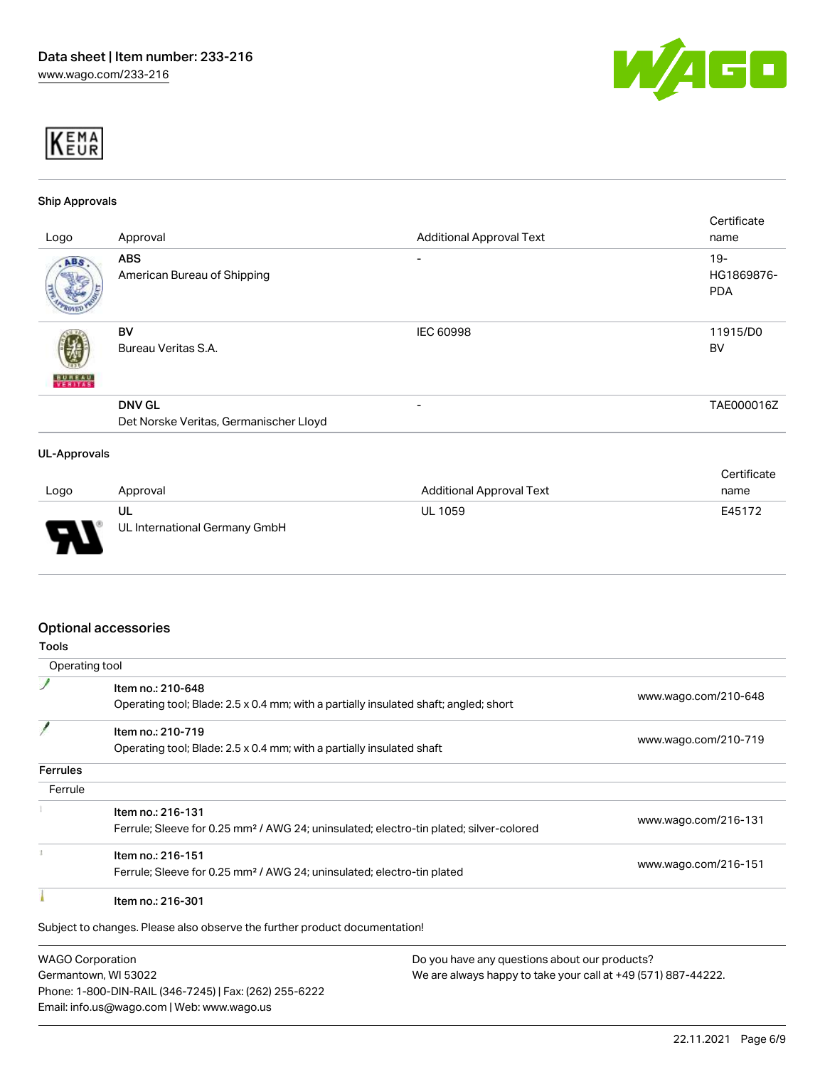### Ship Approvals

| Logo | Approval | Additional Approval Text | Certificate name |
| --- | --- | --- | --- |
| | **ABS** American Bureau of Shipping | - | 19-HG1869876-PDA |
| | **BV** Bureau Veritas S.A. | IEC 60998 | 11915/D0 BV |
| | **DNV GL** Det Norske Veritas, Germanischer Lloyd | - | TAE000016Z |

### UL-Approvals

| Logo | Approval | Additional Approval Text | Certificate name |
| --- | --- | --- | --- |
| | **UL** UL International Germany GmbH | UL 1059 | E45172 |

## Optional accessories

### Tools

| Operating tool | | |
| --- | --- | --- |
| | Item no.: 210-648<br>Operating tool; Blade: 2.5 x 0.4 mm; with a partially insulated shaft; angled; short | www.wago.com/210-648 |
| | Item no.: 210-719<br>Operating tool; Blade: 2.5 x 0.4 mm; with a partially insulated shaft | www.wago.com/210-719 |

### Ferrules

| Ferrule | | |
| --- | --- | --- |
| | Item no.: 216-131<br>Ferrule; Sleeve for 0.25 mm² / AWG 24; uninsulated; electro-tin plated; silver-colored | www.wago.com/216-131 |
| | Item no.: 216-151<br>Ferrule; Sleeve for 0.25 mm² / AWG 24; uninsulated; electro-tin plated | www.wago.com/216-151 |
| | Item no.: 216-301 | |

Subject to changes. Please also observe the further product documentation!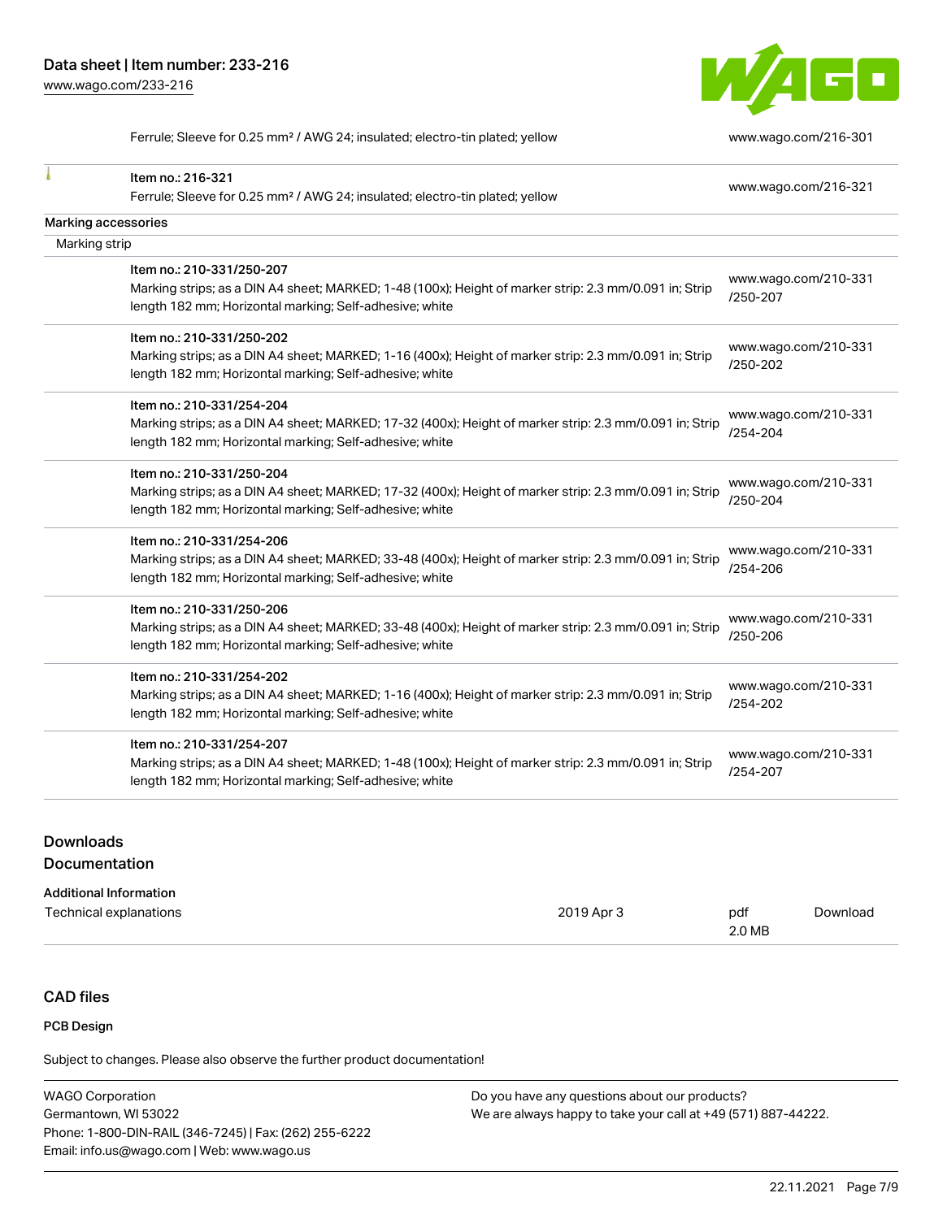| | |
|---|---|
| Ferrule; Sleeve for 0.25 mm² / AWG 24; insulated; electro-tin plated; yellow | www.wago.com/216-301 |
| Item no.: 216-321<br>Ferrule; Sleeve for 0.25 mm² / AWG 24; insulated; electro-tin plated; yellow | www.wago.com/216-321 |

Marking accessories

Marking strip

| | |
|---|---|
| Item no.: 210-331/250-207<br>Marking strips; as a DIN A4 sheet; MARKED; 1-48 (100x); Height of marker strip: 2.3 mm/0.091 in; Strip length 182 mm; Horizontal marking; Self-adhesive; white | www.wago.com/210-331/250-207 |
| Item no.: 210-331/250-202<br>Marking strips; as a DIN A4 sheet; MARKED; 1-16 (400x); Height of marker strip: 2.3 mm/0.091 in; Strip length 182 mm; Horizontal marking; Self-adhesive; white | www.wago.com/210-331/250-202 |
| Item no.: 210-331/254-204<br>Marking strips; as a DIN A4 sheet; MARKED; 17-32 (400x); Height of marker strip: 2.3 mm/0.091 in; Strip length 182 mm; Horizontal marking; Self-adhesive; white | www.wago.com/210-331/254-204 |
| Item no.: 210-331/250-204<br>Marking strips; as a DIN A4 sheet; MARKED; 17-32 (400x); Height of marker strip: 2.3 mm/0.091 in; Strip length 182 mm; Horizontal marking; Self-adhesive; white | www.wago.com/210-331/250-204 |
| Item no.: 210-331/254-206<br>Marking strips; as a DIN A4 sheet; MARKED; 33-48 (400x); Height of marker strip: 2.3 mm/0.091 in; Strip length 182 mm; Horizontal marking; Self-adhesive; white | www.wago.com/210-331/254-206 |
| Item no.: 210-331/250-206<br>Marking strips; as a DIN A4 sheet; MARKED; 33-48 (400x); Height of marker strip: 2.3 mm/0.091 in; Strip length 182 mm; Horizontal marking; Self-adhesive; white | www.wago.com/210-331/250-206 |
| Item no.: 210-331/254-202<br>Marking strips; as a DIN A4 sheet; MARKED; 1-16 (400x); Height of marker strip: 2.3 mm/0.091 in; Strip length 182 mm; Horizontal marking; Self-adhesive; white | www.wago.com/210-331/254-202 |
| Item no.: 210-331/254-207<br>Marking strips; as a DIN A4 sheet; MARKED; 1-48 (100x); Height of marker strip: 2.3 mm/0.091 in; Strip length 182 mm; Horizontal marking; Self-adhesive; white | www.wago.com/210-331/254-207 |

## Downloads

### Documentation

Additional Information

| | | | |
|---|---|---|---|
| Technical explanations | 2019 Apr 3 | pdf<br>2.0 MB | Download |

## CAD files

PCB Design

Subject to changes. Please also observe the further product documentation!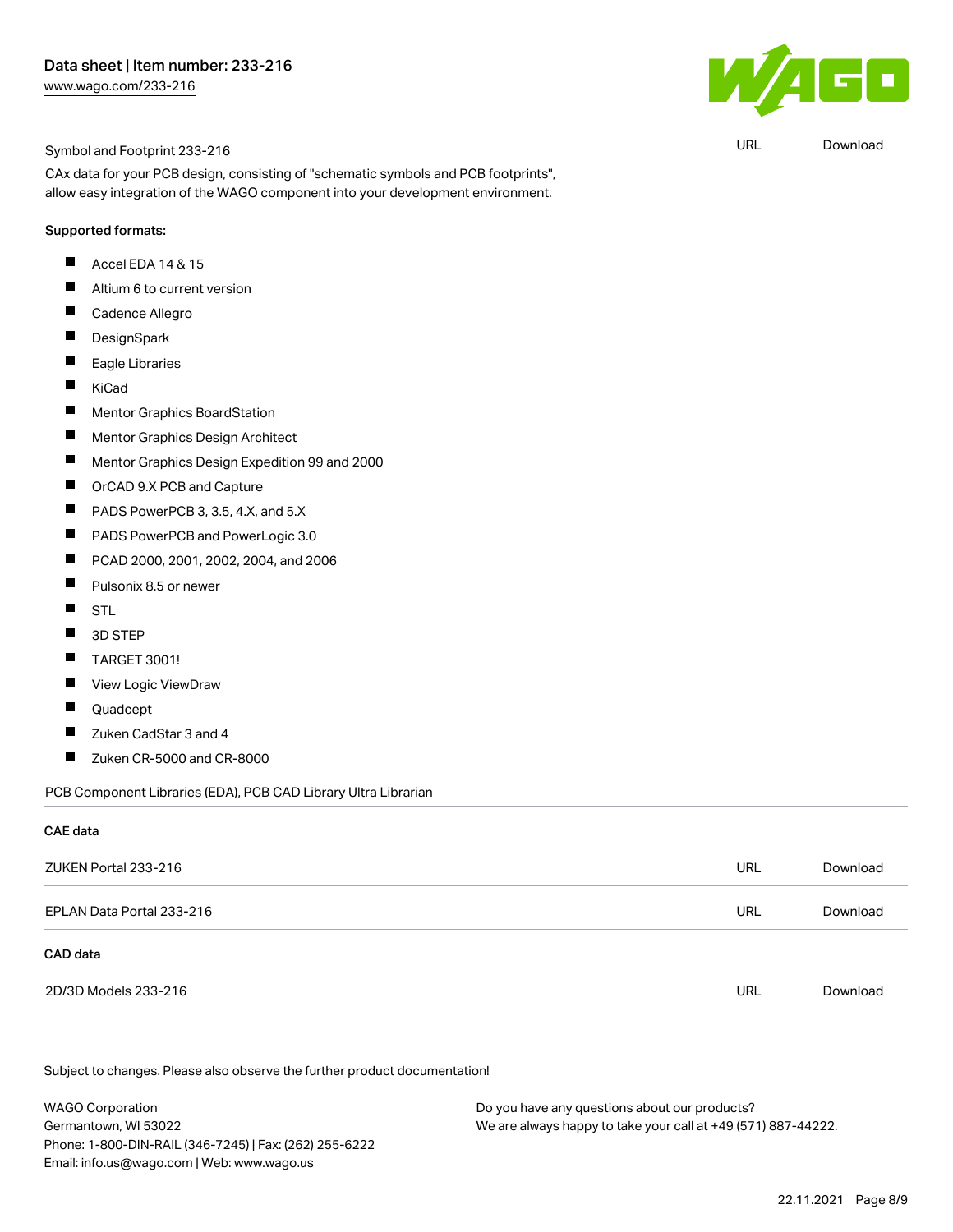Symbol and Footprint 233-216 | URL | Download

CAx data for your PCB design, consisting of "schematic symbols and PCB footprints", allow easy integration of the WAGO component into your development environment.

Supported formats:

- Accel EDA 14 & 15
- Altium 6 to current version
- Cadence Allegro
- DesignSpark
- Eagle Libraries
- KiCad
- Mentor Graphics BoardStation
- Mentor Graphics Design Architect
- Mentor Graphics Design Expedition 99 and 2000
- OrCAD 9.X PCB and Capture
- PADS PowerPCB 3, 3.5, 4.X, and 5.X
- PADS PowerPCB and PowerLogic 3.0
- PCAD 2000, 2001, 2002, 2004, and 2006
- Pulsonix 8.5 or newer
- STL
- 3D STEP
- TARGET 3001!
- View Logic ViewDraw
- Quadcept
- Zuken CadStar 3 and 4
- Zuken CR-5000 and CR-8000

PCB Component Libraries (EDA), PCB CAD Library Ultra Librarian

### CAE data

| | | |
|---|---|---|
| ZUKEN Portal 233-216 | URL | Download |
| EPLAN Data Portal 233-216 | URL | Download |

### CAD data

| | | |
|---|---|---|
| 2D/3D Models 233-216 | URL | Download |

Subject to changes. Please also observe the further product documentation!

WAGO Corporation
Germantown, WI 53022
Phone: 1-800-DIN-RAIL (346-7245) | Fax: (262) 255-6222
Email: info.us@wago.com | Web: www.wago.us

Do you have any questions about our products?
We are always happy to take your call at +49 (571) 887-44222.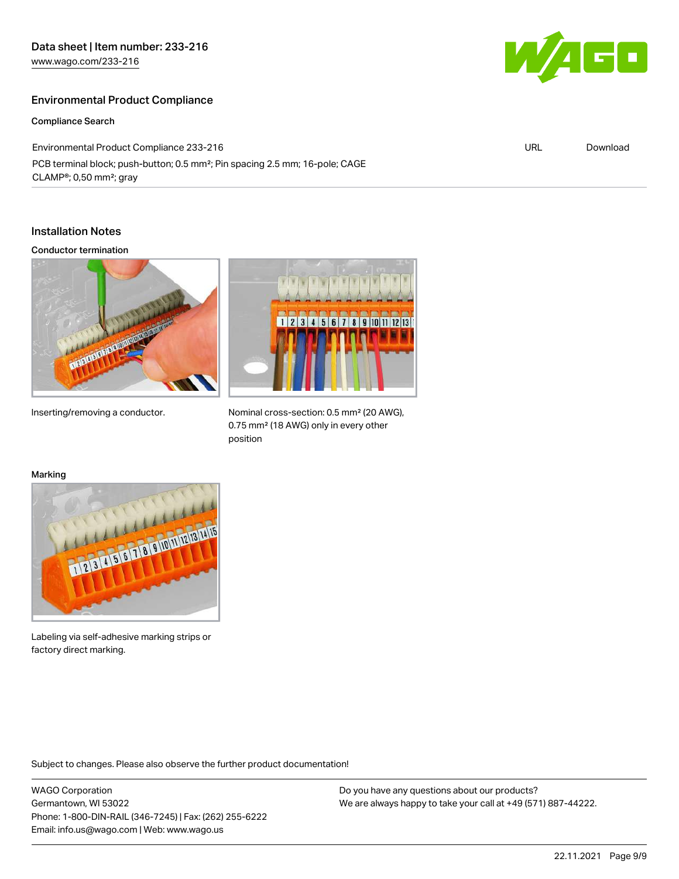## Environmental Product Compliance

### Compliance Search

| | | |
|---|---|---|
| Environmental Product Compliance 233-216<br>PCB terminal block; push-button; 0.5 mm²; Pin spacing 2.5 mm; 16-pole; CAGE CLAMP®; 0,50 mm²; gray | URL | Download |

## Installation Notes

### Conductor termination

Inserting/removing a conductor.

Nominal cross-section: 0.5 mm² (20 AWG), 0.75 mm² (18 AWG) only in every other position

### Marking

Labeling via self-adhesive marking strips or factory direct marking.

Subject to changes. Please also observe the further product documentation!

WAGO Corporation
Germantown, WI 53022
Phone: 1-800-DIN-RAIL (346-7245) | Fax: (262) 255-6222
Email: info.us@wago.com | Web: www.wago.us

Do you have any questions about our products?
We are always happy to take your call at +49 (571) 887-44222.